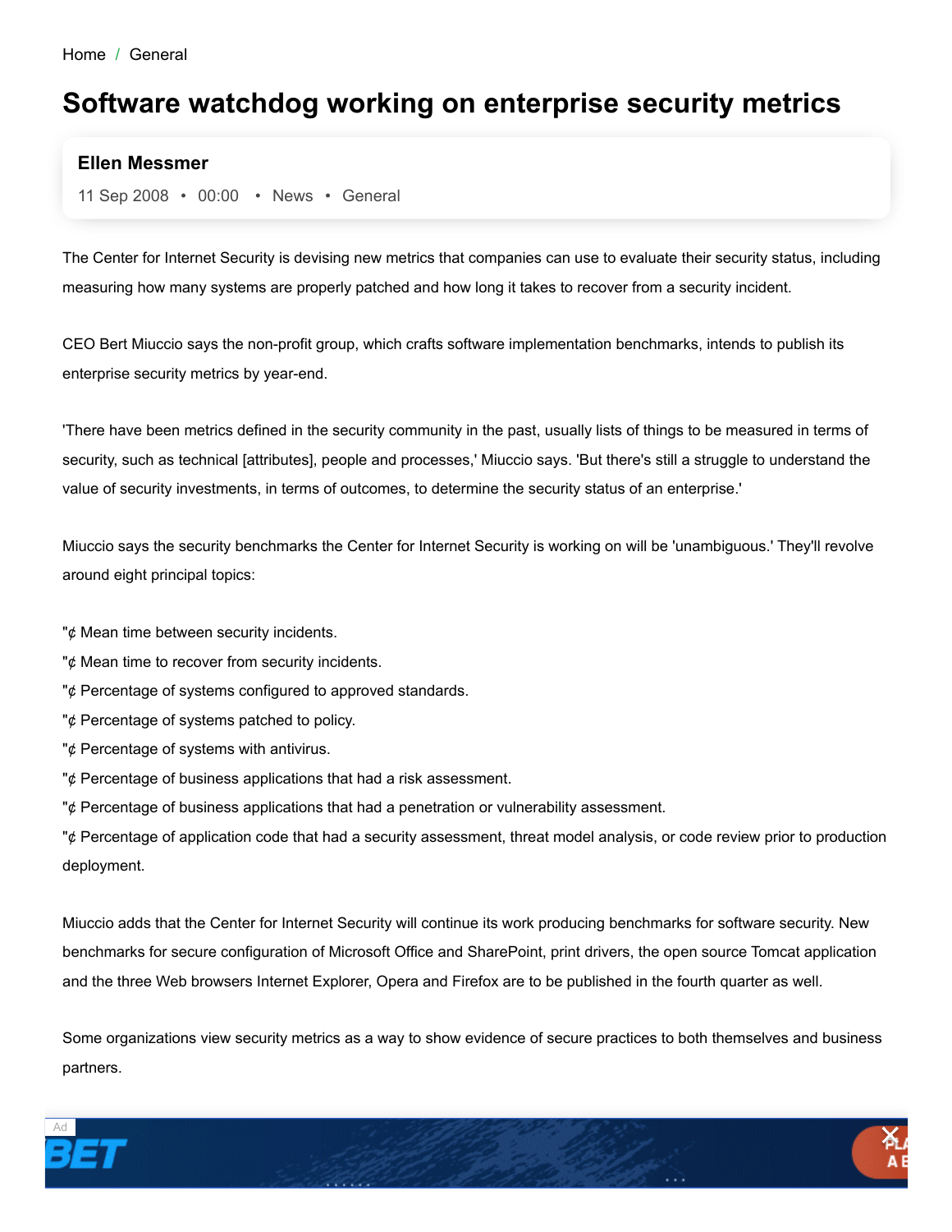Home / General

# Software watchdog working on enterprise security metrics

**Ellen Messmer**

11 Sep 2008 • 00:00 • News • General

The Center for Internet Security is devising new metrics that companies can use to evaluate their security status, including measuring how many systems are properly patched and how long it takes to recover from a security incident.

CEO Bert Miuccio says the non-profit group, which crafts software implementation benchmarks, intends to publish its enterprise security metrics by year-end.

'There have been metrics defined in the security community in the past, usually lists of things to be measured in terms of security, such as technical [attributes], people and processes,' Miuccio says. 'But there's still a struggle to understand the value of security investments, in terms of outcomes, to determine the security status of an enterprise.'

Miuccio says the security benchmarks the Center for Internet Security is working on will be 'unambiguous.' They'll revolve around eight principal topics:

"¢ Mean time between security incidents.
"¢ Mean time to recover from security incidents.
"¢ Percentage of systems configured to approved standards.
"¢ Percentage of systems patched to policy.
"¢ Percentage of systems with antivirus.
"¢ Percentage of business applications that had a risk assessment.
"¢ Percentage of business applications that had a penetration or vulnerability assessment.
"¢ Percentage of application code that had a security assessment, threat model analysis, or code review prior to production deployment.

Miuccio adds that the Center for Internet Security will continue its work producing benchmarks for software security. New benchmarks for secure configuration of Microsoft Office and SharePoint, print drivers, the open source Tomcat application and the three Web browsers Internet Explorer, Opera and Firefox are to be published in the fourth quarter as well.

Some organizations view security metrics as a way to show evidence of secure practices to both themselves and business partners.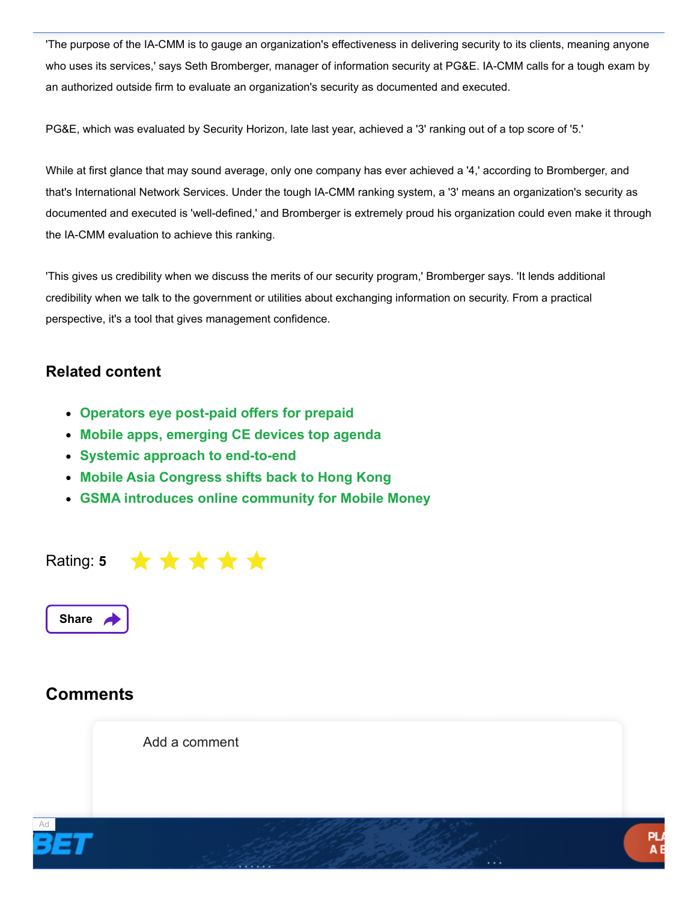'The purpose of the IA-CMM is to gauge an organization's effectiveness in delivering security to its clients, meaning anyone who uses its services,' says Seth Bromberger, manager of information security at PG&E. IA-CMM calls for a tough exam by an authorized outside firm to evaluate an organization's security as documented and executed.

PG&E, which was evaluated by Security Horizon, late last year, achieved a '3' ranking out of a top score of '5.'

While at first glance that may sound average, only one company has ever achieved a '4,' according to Bromberger, and that's International Network Services. Under the tough IA-CMM ranking system, a '3' means an organization's security as documented and executed is 'well-defined,' and Bromberger is extremely proud his organization could even make it through the IA-CMM evaluation to achieve this ranking.

'This gives us credibility when we discuss the merits of our security program,' Bromberger says. 'It lends additional credibility when we talk to the government or utilities about exchanging information on security. From a practical perspective, it's a tool that gives management confidence.

## Related content

- **Operators eye post-paid offers for prepaid**
- **Mobile apps, emerging CE devices top agenda**
- **Systemic approach to end-to-end**
- **Mobile Asia Congress shifts back to Hong Kong**
- **GSMA introduces online community for Mobile Money**

Rating: **5**

Share

## Comments

Add a comment